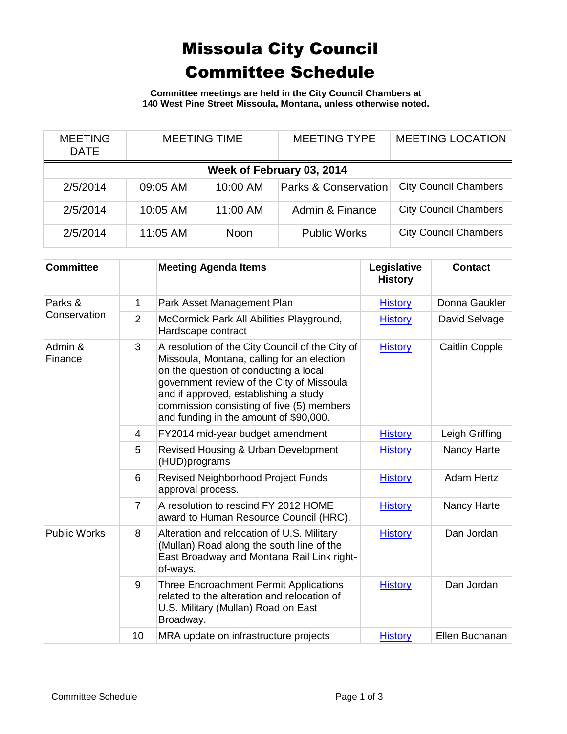# Missoula City Council Committee Schedule

**Committee meetings are held in the City Council Chambers at 140 West Pine Street Missoula, Montana, unless otherwise noted.**

| MEETING DATE | MEETING TIME | | MEETING TYPE | MEETING LOCATION |
|---|---|---|---|---|
| **Week of February 03, 2014** | | | | |
| 2/5/2014 | 09:05 AM | 10:00 AM | Parks & Conservation | City Council Chambers |
| 2/5/2014 | 10:05 AM | 11:00 AM | Admin & Finance | City Council Chambers |
| 2/5/2014 | 11:05 AM | Noon | Public Works | City Council Chambers |

| Committee | | Meeting Agenda Items | Legislative History | Contact |
|---|---|---|---|---|
| Parks & Conservation | 1 | Park Asset Management Plan | History | Donna Gaukler |
| | 2 | McCormick Park All Abilities Playground, Hardscape contract | History | David Selvage |
| Admin & Finance | 3 | A resolution of the City Council of the City of Missoula, Montana, calling for an election on the question of conducting a local government review of the City of Missoula and if approved, establishing a study commission consisting of five (5) members and funding in the amount of $90,000. | History | Caitlin Copple |
| | 4 | FY2014 mid-year budget amendment | History | Leigh Griffing |
| | 5 | Revised Housing & Urban Development (HUD)programs | History | Nancy Harte |
| | 6 | Revised Neighborhood Project Funds approval process. | History | Adam Hertz |
| | 7 | A resolution to rescind FY 2012 HOME award to Human Resource Council (HRC). | History | Nancy Harte |
| Public Works | 8 | Alteration and relocation of U.S. Military (Mullan) Road along the south line of the East Broadway and Montana Rail Link right-of-ways. | History | Dan Jordan |
| | 9 | Three Encroachment Permit Applications related to the alteration and relocation of U.S. Military (Mullan) Road on East Broadway. | History | Dan Jordan |
| | 10 | MRA update on infrastructure projects | History | Ellen Buchanan |

Committee Schedule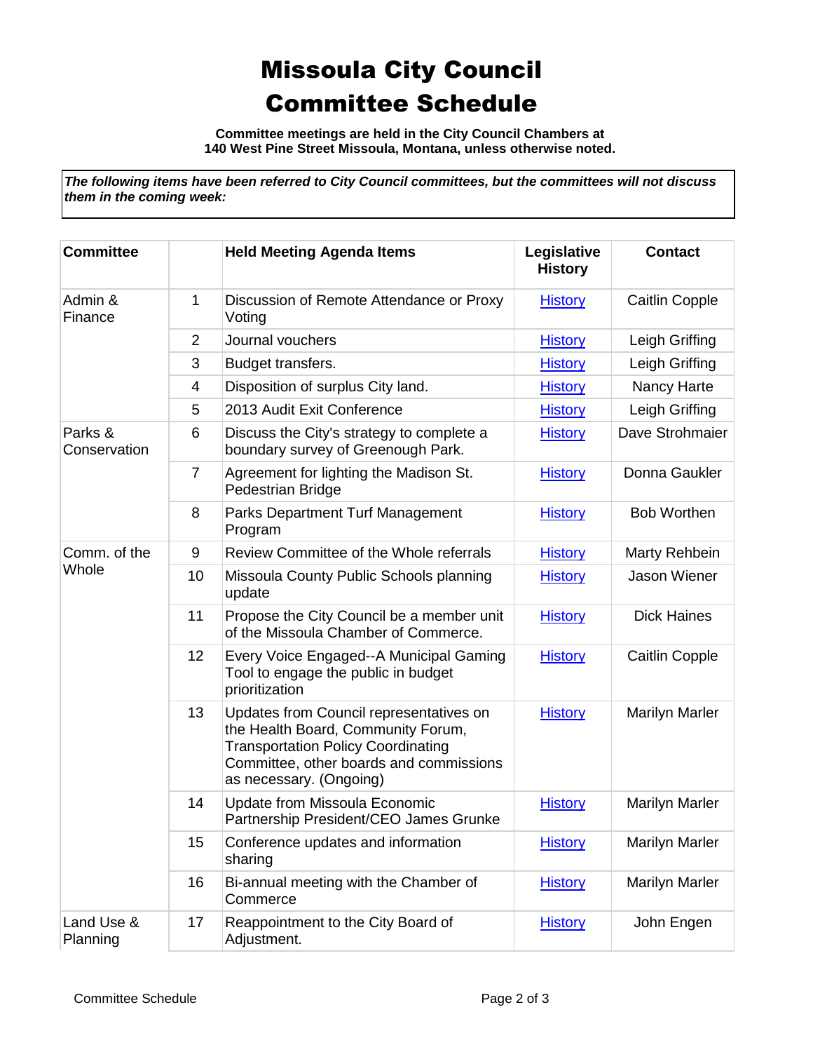# Missoula City Council Committee Schedule

**Committee meetings are held in the City Council Chambers at 140 West Pine Street Missoula, Montana, unless otherwise noted.**

***The following items have been referred to City Council committees, but the committees will not discuss them in the coming week:***

| Committee | | Held Meeting Agenda Items | Legislative History | Contact |
|---|---|---|---|---|
| Admin & Finance | 1 | Discussion of Remote Attendance or Proxy Voting | History | Caitlin Copple |
| | 2 | Journal vouchers | History | Leigh Griffing |
| | 3 | Budget transfers. | History | Leigh Griffing |
| | 4 | Disposition of surplus City land. | History | Nancy Harte |
| | 5 | 2013 Audit Exit Conference | History | Leigh Griffing |
| Parks & Conservation | 6 | Discuss the City's strategy to complete a boundary survey of Greenough Park. | History | Dave Strohmaier |
| | 7 | Agreement for lighting the Madison St. Pedestrian Bridge | History | Donna Gaukler |
| | 8 | Parks Department Turf Management Program | History | Bob Worthen |
| Comm. of the Whole | 9 | Review Committee of the Whole referrals | History | Marty Rehbein |
| | 10 | Missoula County Public Schools planning update | History | Jason Wiener |
| | 11 | Propose the City Council be a member unit of the Missoula Chamber of Commerce. | History | Dick Haines |
| | 12 | Every Voice Engaged--A Municipal Gaming Tool to engage the public in budget prioritization | History | Caitlin Copple |
| | 13 | Updates from Council representatives on the Health Board, Community Forum, Transportation Policy Coordinating Committee, other boards and commissions as necessary. (Ongoing) | History | Marilyn Marler |
| | 14 | Update from Missoula Economic Partnership President/CEO James Grunke | History | Marilyn Marler |
| | 15 | Conference updates and information sharing | History | Marilyn Marler |
| | 16 | Bi-annual meeting with the Chamber of Commerce | History | Marilyn Marler |
| Land Use & Planning | 17 | Reappointment to the City Board of Adjustment. | History | John Engen |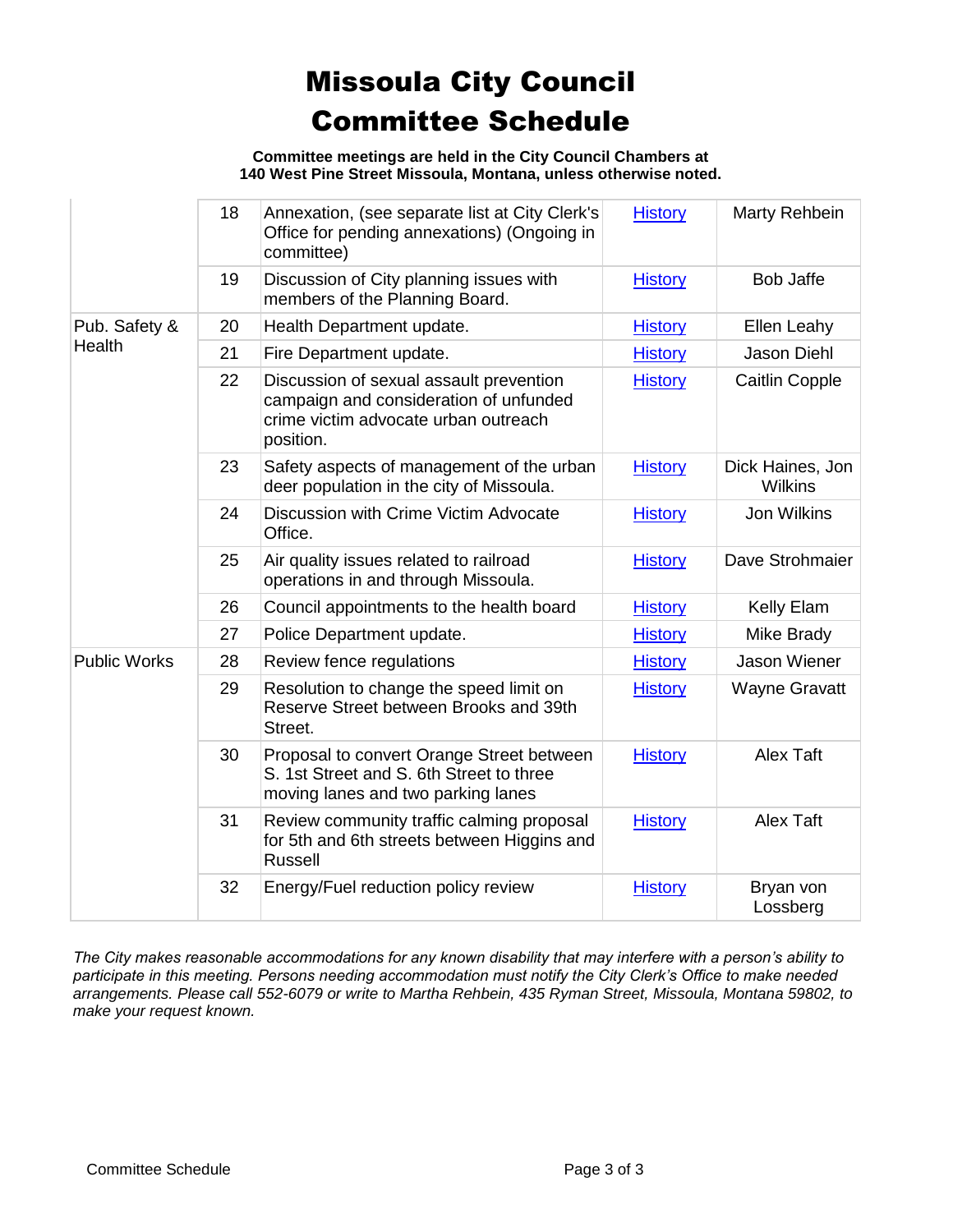# Missoula City Council Committee Schedule

**Committee meetings are held in the City Council Chambers at 140 West Pine Street Missoula, Montana, unless otherwise noted.**

| | | | | |
|---|---|---|---|---|
| | 18 | Annexation, (see separate list at City Clerk's Office for pending annexations) (Ongoing in committee) | History | Marty Rehbein |
| | 19 | Discussion of City planning issues with members of the Planning Board. | History | Bob Jaffe |
| Pub. Safety & Health | 20 | Health Department update. | History | Ellen Leahy |
| | 21 | Fire Department update. | History | Jason Diehl |
| | 22 | Discussion of sexual assault prevention campaign and consideration of unfunded crime victim advocate urban outreach position. | History | Caitlin Copple |
| | 23 | Safety aspects of management of the urban deer population in the city of Missoula. | History | Dick Haines, Jon Wilkins |
| | 24 | Discussion with Crime Victim Advocate Office. | History | Jon Wilkins |
| | 25 | Air quality issues related to railroad operations in and through Missoula. | History | Dave Strohmaier |
| | 26 | Council appointments to the health board | History | Kelly Elam |
| | 27 | Police Department update. | History | Mike Brady |
| Public Works | 28 | Review fence regulations | History | Jason Wiener |
| | 29 | Resolution to change the speed limit on Reserve Street between Brooks and 39th Street. | History | Wayne Gravatt |
| | 30 | Proposal to convert Orange Street between S. 1st Street and S. 6th Street to three moving lanes and two parking lanes | History | Alex Taft |
| | 31 | Review community traffic calming proposal for 5th and 6th streets between Higgins and Russell | History | Alex Taft |
| | 32 | Energy/Fuel reduction policy review | History | Bryan von Lossberg |

*The City makes reasonable accommodations for any known disability that may interfere with a person's ability to participate in this meeting. Persons needing accommodation must notify the City Clerk's Office to make needed arrangements. Please call 552-6079 or write to Martha Rehbein, 435 Ryman Street, Missoula, Montana 59802, to make your request known.*